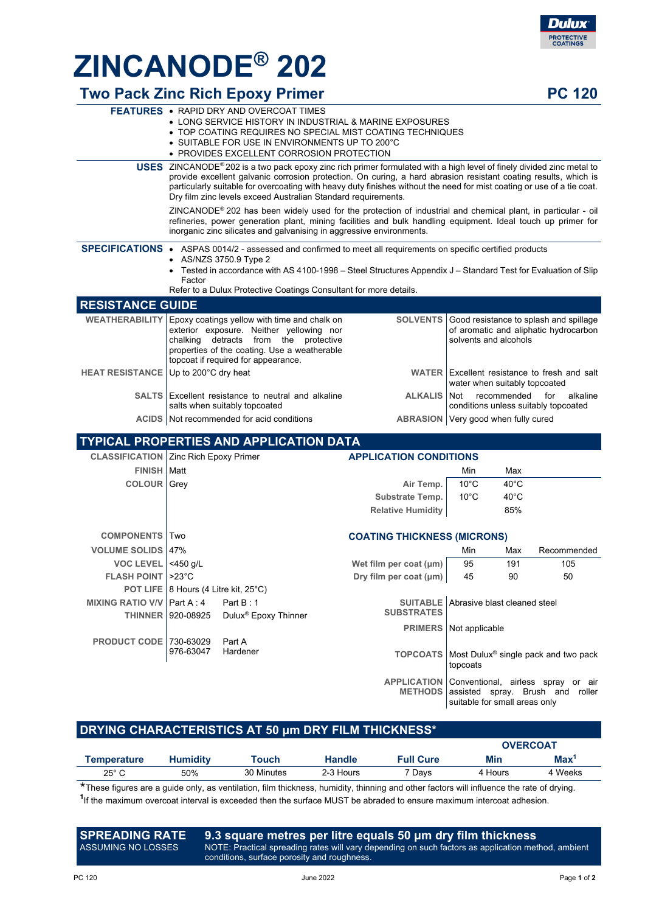# ZINCANODE® 202

## Two Pack Zinc Rich Epoxy Primer

**PC 120**

**FEATURES**
- RAPID DRY AND OVERCOAT TIMES
- LONG SERVICE HISTORY IN INDUSTRIAL & MARINE EXPOSURES
- TOP COATING REQUIRES NO SPECIAL MIST COATING TECHNIQUES
- SUITABLE FOR USE IN ENVIRONMENTS UP TO 200°C
- PROVIDES EXCELLENT CORROSION PROTECTION

**USES** ZINCANODE® 202 is a two pack epoxy zinc rich primer formulated with a high level of finely divided zinc metal to provide excellent galvanic corrosion protection. On curing, a hard abrasion resistant coating results, which is particularly suitable for overcoating with heavy duty finishes without the need for mist coating or use of a tie coat. Dry film zinc levels exceed Australian Standard requirements.

ZINCANODE® 202 has been widely used for the protection of industrial and chemical plant, in particular - oil refineries, power generation plant, mining facilities and bulk handling equipment. Ideal touch up primer for inorganic zinc silicates and galvanising in aggressive environments.

**SPECIFICATIONS**
- ASPAS 0014/2 - assessed and confirmed to meet all requirements on specific certified products
- AS/NZS 3750.9 Type 2
- Tested in accordance with AS 4100-1998 – Steel Structures Appendix J – Standard Test for Evaluation of Slip Factor

Refer to a Dulux Protective Coatings Consultant for more details.

## RESISTANCE GUIDE

| | | | |
|---|---|---|---|
| **WEATHERABILITY** | Epoxy coatings yellow with time and chalk on exterior exposure. Neither yellowing nor chalking detracts from the protective properties of the coating. Use a weatherable topcoat if required for appearance. | **SOLVENTS** | Good resistance to splash and spillage of aromatic and aliphatic hydrocarbon solvents and alcohols |
| **HEAT RESISTANCE** | Up to 200°C dry heat | **WATER** | Excellent resistance to fresh and salt water when suitably topcoated |
| **SALTS** | Excellent resistance to neutral and alkaline salts when suitably topcoated | **ALKALIS** | Not recommended for alkaline conditions unless suitably topcoated |
| **ACIDS** | Not recommended for acid conditions | **ABRASION** | Very good when fully cured |

## TYPICAL PROPERTIES AND APPLICATION DATA

| | |
|---|---|
| **CLASSIFICATION** | Zinc Rich Epoxy Primer |
| **FINISH** | Matt |
| **COLOUR** | Grey |
| **COMPONENTS** | Two |
| **VOLUME SOLIDS** | 47% |
| **VOC LEVEL** | <450 g/L |
| **FLASH POINT** | >23°C |
| **POT LIFE** | 8 Hours (4 Litre kit, 25°C) |
| **MIXING RATIO V/V** | Part A : 4 &nbsp; Part B : 1 |
| **THINNER** | 920-08925 &nbsp; Dulux® Epoxy Thinner |
| **PRODUCT CODE** | 730-63029 Part A<br>976-63047 Hardener |

**APPLICATION CONDITIONS**

| | Min | Max |
|---|---|---|
| **Air Temp.** | 10°C | 40°C |
| **Substrate Temp.** | 10°C | 40°C |
| **Relative Humidity** | | 85% |

**COATING THICKNESS (MICRONS)**

| | Min | Max | Recommended |
|---|---|---|---|
| **Wet film per coat (µm)** | 95 | 191 | 105 |
| **Dry film per coat (µm)** | 45 | 90 | 50 |

| | |
|---|---|
| **SUITABLE SUBSTRATES** | Abrasive blast cleaned steel |
| **PRIMERS** | Not applicable |
| **TOPCOATS** | Most Dulux® single pack and two pack topcoats |
| **APPLICATION METHODS** | Conventional, airless spray or air assisted spray. Brush and roller suitable for small areas only |

## DRYING CHARACTERISTICS AT 50 µm DRY FILM THICKNESS*

| | | | | | OVERCOAT | |
|---|---|---|---|---|---|---|
| **Temperature** | **Humidity** | **Touch** | **Handle** | **Full Cure** | **Min** | **Max[1]** |
| 25° C | 50% | 30 Minutes | 2-3 Hours | 7 Days | 4 Hours | 4 Weeks |

*These figures are a guide only, as ventilation, film thickness, humidity, thinning and other factors will influence the rate of drying.

[1]If the maximum overcoat interval is exceeded then the surface MUST be abraded to ensure maximum intercoat adhesion.

**SPREADING RATE** ASSUMING NO LOSSES

**9.3 square metres per litre equals 50 µm dry film thickness**

NOTE: Practical spreading rates will vary depending on such factors as application method, ambient conditions, surface porosity and roughness.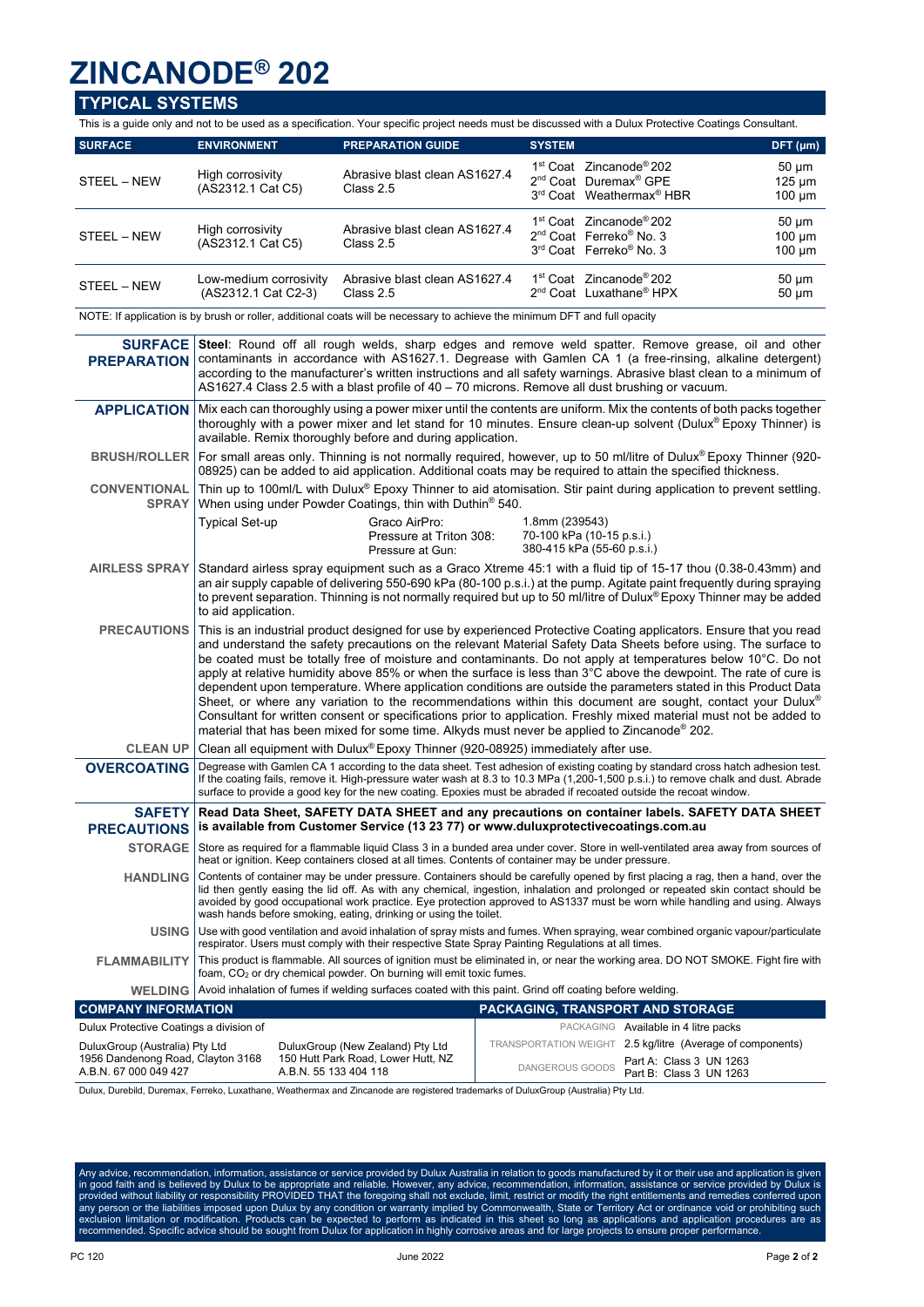# ZINCANODE® 202

## TYPICAL SYSTEMS

This is a guide only and not to be used as a specification. Your specific project needs must be discussed with a Dulux Protective Coatings Consultant.

| SURFACE | ENVIRONMENT | PREPARATION GUIDE | SYSTEM | DFT (µm) |
|---|---|---|---|---|
| STEEL – NEW | High corrosivity (AS2312.1 Cat C5) | Abrasive blast clean AS1627.4 Class 2.5 | 1st Coat Zincanode® 202<br>2nd Coat Duremax® GPE<br>3rd Coat Weathermax® HBR | 50 µm<br>125 µm<br>100 µm |
| STEEL – NEW | High corrosivity (AS2312.1 Cat C5) | Abrasive blast clean AS1627.4 Class 2.5 | 1st Coat Zincanode® 202<br>2nd Coat Ferreko® No. 3<br>3rd Coat Ferreko® No. 3 | 50 µm<br>100 µm<br>100 µm |
| STEEL – NEW | Low-medium corrosivity (AS2312.1 Cat C2-3) | Abrasive blast clean AS1627.4 Class 2.5 | 1st Coat Zincanode® 202<br>2nd Coat Luxathane® HPX | 50 µm<br>50 µm |

NOTE: If application is by brush or roller, additional coats will be necessary to achieve the minimum DFT and full opacity

**SURFACE PREPARATION**
**Steel**: Round off all rough welds, sharp edges and remove weld spatter. Remove grease, oil and other contaminants in accordance with AS1627.1. Degrease with Gamlen CA 1 (a free-rinsing, alkaline detergent) according to the manufacturer's written instructions and all safety warnings. Abrasive blast clean to a minimum of AS1627.4 Class 2.5 with a blast profile of 40 – 70 microns. Remove all dust brushing or vacuum.

**APPLICATION**
Mix each can thoroughly using a power mixer until the contents are uniform. Mix the contents of both packs together thoroughly with a power mixer and let stand for 10 minutes. Ensure clean-up solvent (Dulux® Epoxy Thinner) is available. Remix thoroughly before and during application.

**BRUSH/ROLLER**
For small areas only. Thinning is not normally required, however, up to 50 ml/litre of Dulux® Epoxy Thinner (920-08925) can be added to aid application. Additional coats may be required to attain the specified thickness.

**CONVENTIONAL SPRAY**
Thin up to 100ml/L with Dulux® Epoxy Thinner to aid atomisation. Stir paint during application to prevent settling. When using under Powder Coatings, thin with Duthin® 540.

| | | |
|---|---|---|
| Typical Set-up | Graco AirPro: | 1.8mm (239543) |
| | Pressure at Triton 308: | 70-100 kPa (10-15 p.s.i.) |
| | Pressure at Gun: | 380-415 kPa (55-60 p.s.i.) |

**AIRLESS SPRAY**
Standard airless spray equipment such as a Graco Xtreme 45:1 with a fluid tip of 15-17 thou (0.38-0.43mm) and an air supply capable of delivering 550-690 kPa (80-100 p.s.i.) at the pump. Agitate paint frequently during spraying to prevent separation. Thinning is not normally required but up to 50 ml/litre of Dulux® Epoxy Thinner may be added to aid application.

**PRECAUTIONS**
This is an industrial product designed for use by experienced Protective Coating applicators. Ensure that you read and understand the safety precautions on the relevant Material Safety Data Sheets before using. The surface to be coated must be totally free of moisture and contaminants. Do not apply at temperatures below 10°C. Do not apply at relative humidity above 85% or when the surface is less than 3°C above the dewpoint. The rate of cure is dependent upon temperature. Where application conditions are outside the parameters stated in this Product Data Sheet, or where any variation to the recommendations within this document are sought, contact your Dulux® Consultant for written consent or specifications prior to application. Freshly mixed material must not be added to material that has been mixed for some time. Alkyds must never be applied to Zincanode® 202.

**CLEAN UP**
Clean all equipment with Dulux® Epoxy Thinner (920-08925) immediately after use.

**OVERCOATING**
Degrease with Gamlen CA 1 according to the data sheet. Test adhesion of existing coating by standard cross hatch adhesion test. If the coating fails, remove it. High-pressure water wash at 8.3 to 10.3 MPa (1,200-1,500 p.s.i.) to remove chalk and dust. Abrade surface to provide a good key for the new coating. Epoxies must be abraded if recoated outside the recoat window.

**SAFETY PRECAUTIONS**
**Read Data Sheet, SAFETY DATA SHEET and any precautions on container labels. SAFETY DATA SHEET is available from Customer Service (13 23 77) or www.duluxprotectivecoatings.com.au**

**STORAGE**
Store as required for a flammable liquid Class 3 in a bunded area under cover. Store in well-ventilated area away from sources of heat or ignition. Keep containers closed at all times. Contents of container may be under pressure.

**HANDLING**
Contents of container may be under pressure. Containers should be carefully opened by first placing a rag, then a hand, over the lid then gently easing the lid off. As with any chemical, ingestion, inhalation and prolonged or repeated skin contact should be avoided by good occupational work practice. Eye protection approved to AS1337 must be worn while handling and using. Always wash hands before smoking, eating, drinking or using the toilet.

**USING**
Use with good ventilation and avoid inhalation of spray mists and fumes. When spraying, wear combined organic vapour/particulate respirator. Users must comply with their respective State Spray Painting Regulations at all times.

**FLAMMABILITY**
This product is flammable. All sources of ignition must be eliminated in, or near the working area. DO NOT SMOKE. Fight fire with foam, $CO_2$ or dry chemical powder. On burning will emit toxic fumes.

**WELDING**
Avoid inhalation of fumes if welding surfaces coated with this paint. Grind off coating before welding.

## COMPANY INFORMATION

Dulux Protective Coatings a division of

DuluxGroup (Australia) Pty Ltd
1956 Dandenong Road, Clayton 3168
A.B.N. 67 000 049 427

DuluxGroup (New Zealand) Pty Ltd
150 Hutt Park Road, Lower Hutt, NZ
A.B.N. 55 133 404 118

## PACKAGING, TRANSPORT AND STORAGE

| | |
|---|---|
| PACKAGING | Available in 4 litre packs |
| TRANSPORTATION WEIGHT | 2.5 kg/litre (Average of components) |
| DANGEROUS GOODS | Part A: Class 3 UN 1263<br>Part B: Class 3 UN 1263 |

Dulux, Durebild, Duremax, Ferreko, Luxathane, Weathermax and Zincanode are registered trademarks of DuluxGroup (Australia) Pty Ltd.

Any advice, recommendation, information, assistance or service provided by Dulux Australia in relation to goods manufactured by it or their use and application is given in good faith and is believed by Dulux to be appropriate and reliable. However, any advice, recommendation, information, assistance or service provided by Dulux is provided without liability or responsibility PROVIDED THAT the foregoing shall not exclude, limit, restrict or modify the right entitlements and remedies conferred upon any person or the liabilities imposed upon Dulux by any condition or warranty implied by Commonwealth, State or Territory Act or ordinance void or prohibiting such exclusion limitation or modification. Products can be expected to perform as indicated in this sheet so long as applications and application procedures are as recommended. Specific advice should be sought from Dulux for application in highly corrosive areas and for large projects to ensure proper performance.

PC 120 June 2022